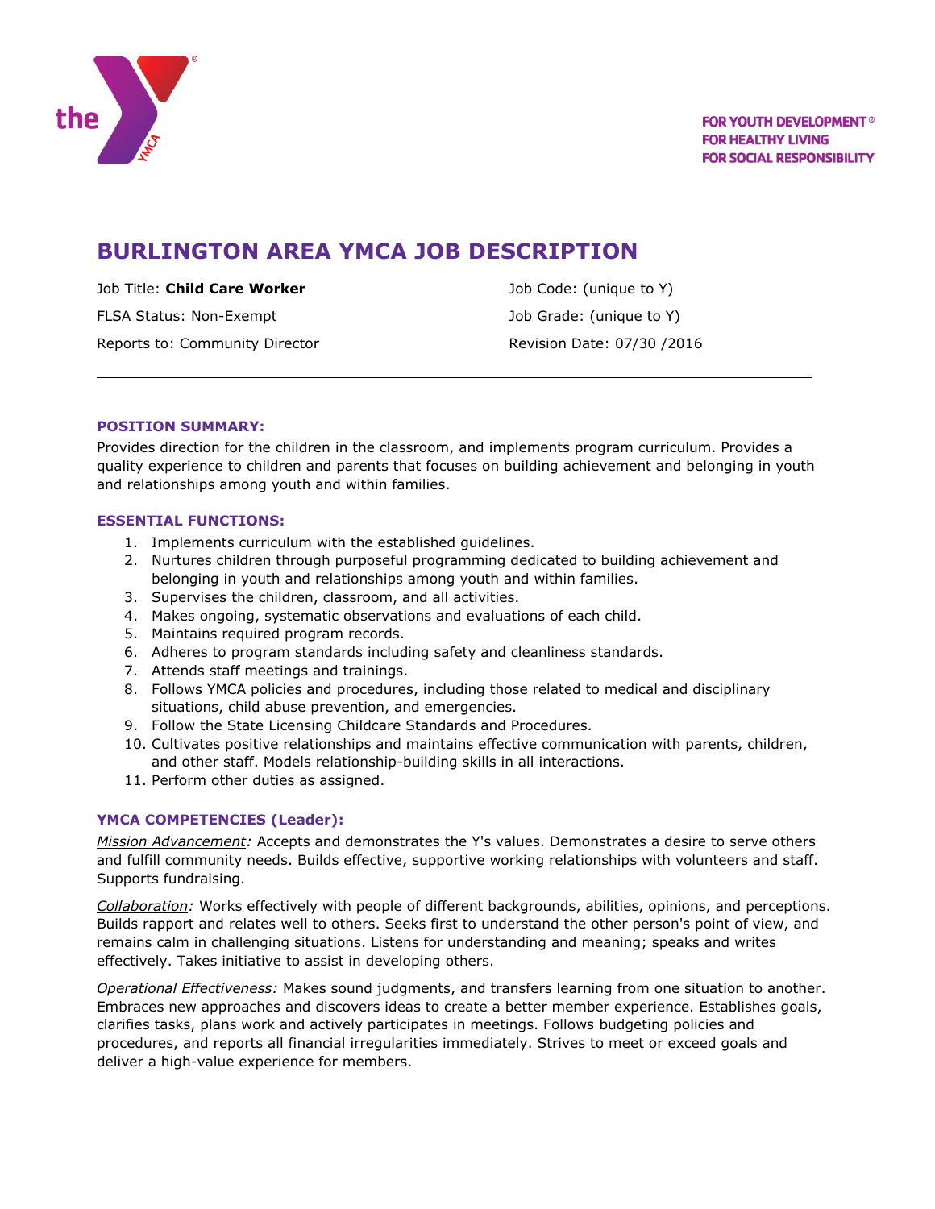FOR YOUTH DEVELOPMENT®
FOR HEALTHY LIVING
FOR SOCIAL RESPONSIBILITY

# BURLINGTON AREA YMCA JOB DESCRIPTION

Job Title: **Child Care Worker**
FLSA Status: Non-Exempt
Reports to: Community Director

Job Code: (unique to Y)
Job Grade: (unique to Y)
Revision Date: 07/30 /2016

---

## POSITION SUMMARY:

Provides direction for the children in the classroom, and implements program curriculum. Provides a quality experience to children and parents that focuses on building achievement and belonging in youth and relationships among youth and within families.

## ESSENTIAL FUNCTIONS:

1. Implements curriculum with the established guidelines.
2. Nurtures children through purposeful programming dedicated to building achievement and belonging in youth and relationships among youth and within families.
3. Supervises the children, classroom, and all activities.
4. Makes ongoing, systematic observations and evaluations of each child.
5. Maintains required program records.
6. Adheres to program standards including safety and cleanliness standards.
7. Attends staff meetings and trainings.
8. Follows YMCA policies and procedures, including those related to medical and disciplinary situations, child abuse prevention, and emergencies.
9. Follow the State Licensing Childcare Standards and Procedures.
10. Cultivates positive relationships and maintains effective communication with parents, children, and other staff. Models relationship-building skills in all interactions.
11. Perform other duties as assigned.

## YMCA COMPETENCIES (Leader):

*Mission Advancement:* Accepts and demonstrates the Y's values. Demonstrates a desire to serve others and fulfill community needs. Builds effective, supportive working relationships with volunteers and staff. Supports fundraising.

*Collaboration:* Works effectively with people of different backgrounds, abilities, opinions, and perceptions. Builds rapport and relates well to others. Seeks first to understand the other person's point of view, and remains calm in challenging situations. Listens for understanding and meaning; speaks and writes effectively. Takes initiative to assist in developing others.

*Operational Effectiveness:* Makes sound judgments, and transfers learning from one situation to another. Embraces new approaches and discovers ideas to create a better member experience. Establishes goals, clarifies tasks, plans work and actively participates in meetings. Follows budgeting policies and procedures, and reports all financial irregularities immediately. Strives to meet or exceed goals and deliver a high-value experience for members.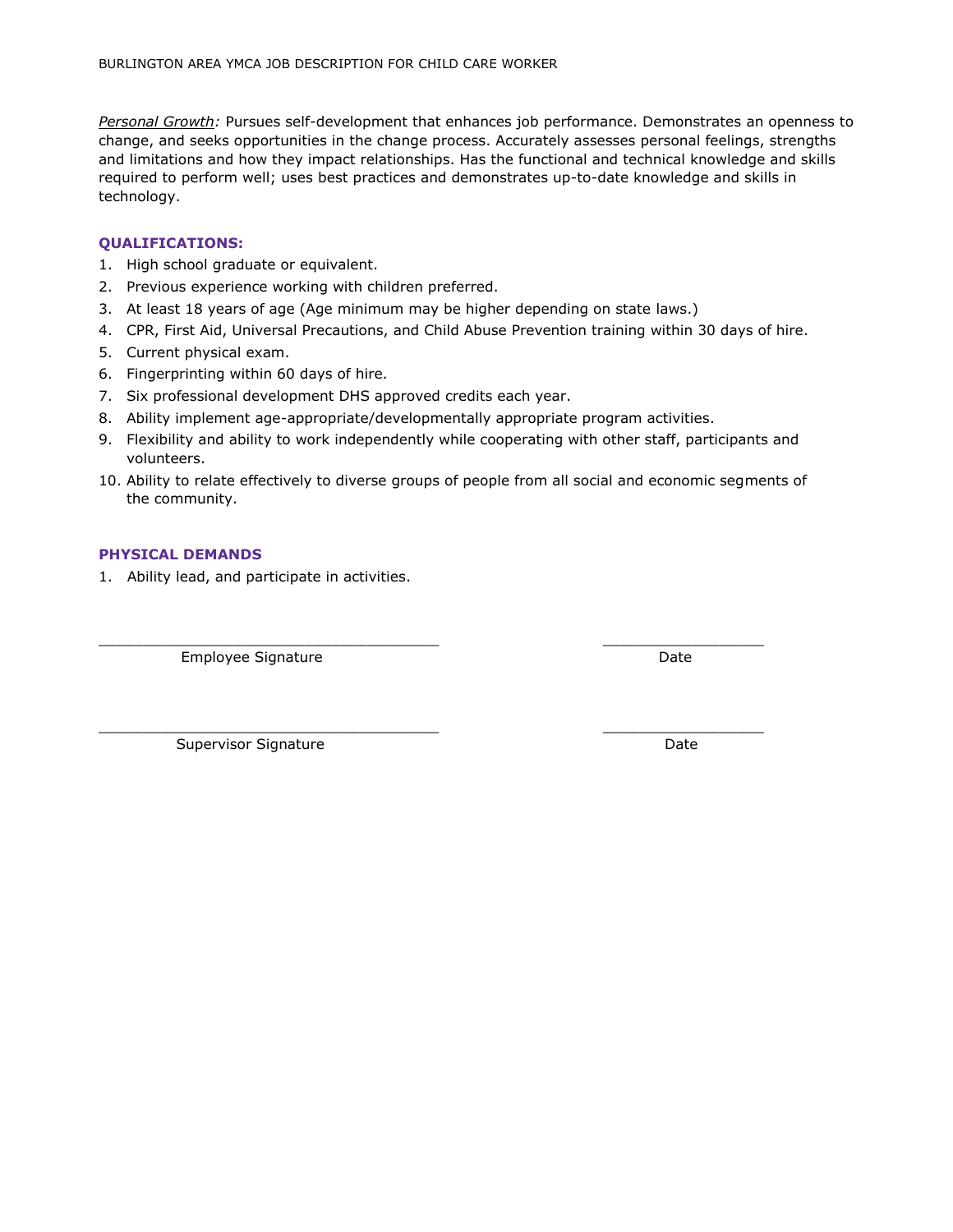*Personal Growth:* Pursues self-development that enhances job performance. Demonstrates an openness to change, and seeks opportunities in the change process. Accurately assesses personal feelings, strengths and limitations and how they impact relationships. Has the functional and technical knowledge and skills required to perform well; uses best practices and demonstrates up-to-date knowledge and skills in technology.

## QUALIFICATIONS:

1. High school graduate or equivalent.
2. Previous experience working with children preferred.
3. At least 18 years of age (Age minimum may be higher depending on state laws.)
4. CPR, First Aid, Universal Precautions, and Child Abuse Prevention training within 30 days of hire.
5. Current physical exam.
6. Fingerprinting within 60 days of hire.
7. Six professional development DHS approved credits each year.
8. Ability implement age-appropriate/developmentally appropriate program activities.
9. Flexibility and ability to work independently while cooperating with other staff, participants and volunteers.
10. Ability to relate effectively to diverse groups of people from all social and economic segments of the community.

## PHYSICAL DEMANDS

1. Ability lead, and participate in activities.

\_\_\_\_\_\_\_\_\_\_\_\_\_\_\_\_\_\_\_\_\_\_\_\_\_\_\_\_\_\_\_\_\_\_\_\_\_\_\_ \_\_\_\_\_\_\_\_\_\_\_\_\_\_\_\_\_\_

Employee Signature Date

\_\_\_\_\_\_\_\_\_\_\_\_\_\_\_\_\_\_\_\_\_\_\_\_\_\_\_\_\_\_\_\_\_\_\_\_\_\_\_ \_\_\_\_\_\_\_\_\_\_\_\_\_\_\_\_\_\_

Supervisor Signature Date